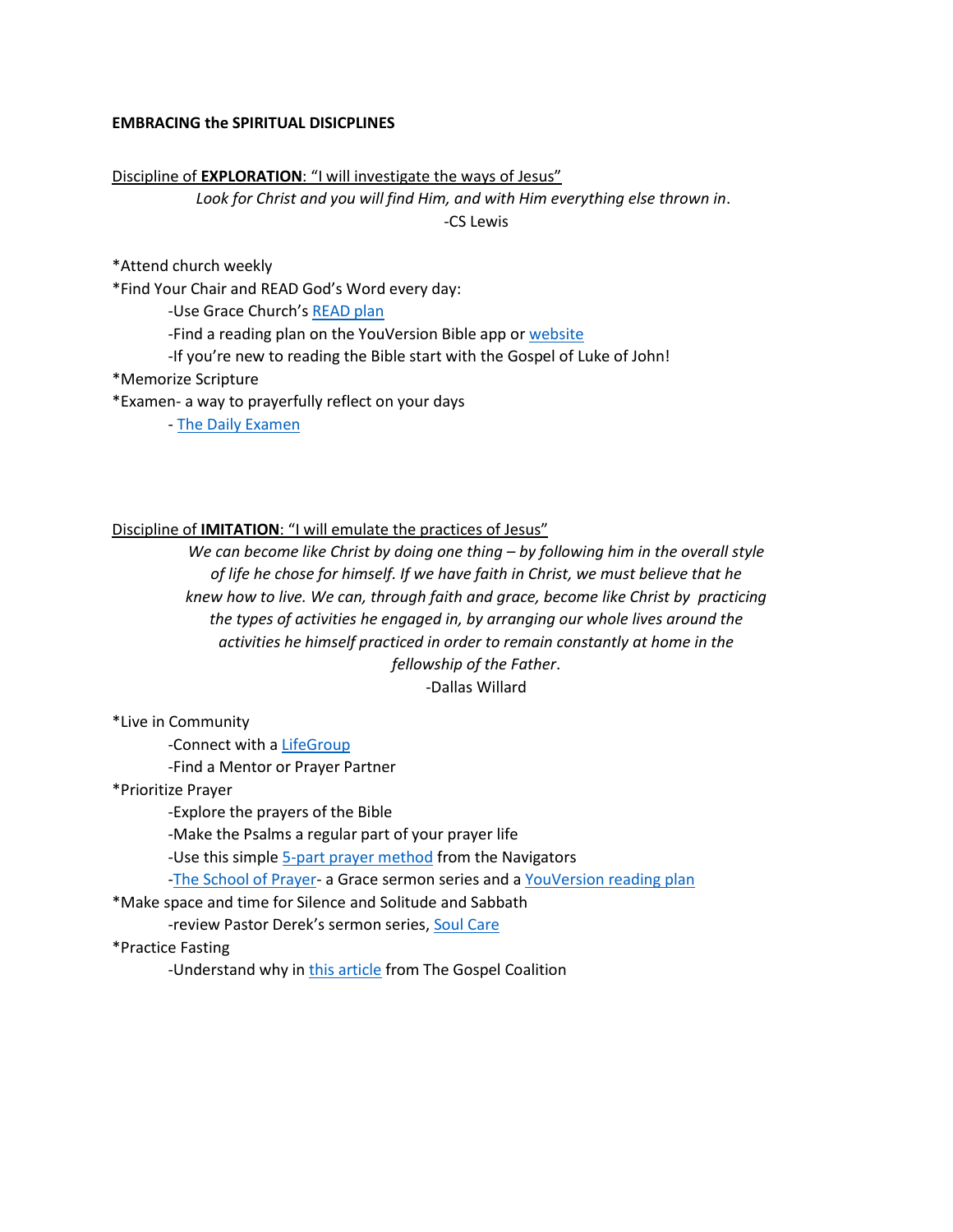**EMBRACING the SPIRITUAL DISICPLINES**

Discipline of **EXPLORATION**: "I will investigate the ways of Jesus"

*Look for Christ and you will find Him, and with Him everything else thrown in*.
-CS Lewis

*Attend church weekly
*Find Your Chair and READ God's Word every day:
    -Use Grace Church's READ plan
    -Find a reading plan on the YouVersion Bible app or website
    -If you're new to reading the Bible start with the Gospel of Luke of John!
*Memorize Scripture
*Examen- a way to prayerfully reflect on your days
    - The Daily Examen

Discipline of **IMITATION**: "I will emulate the practices of Jesus"

*We can become like Christ by doing one thing – by following him in the overall style of life he chose for himself. If we have faith in Christ, we must believe that he knew how to live. We can, through faith and grace, become like Christ by practicing the types of activities he engaged in, by arranging our whole lives around the activities he himself practiced in order to remain constantly at home in the fellowship of the Father*.
-Dallas Willard

*Live in Community
    -Connect with a LifeGroup
    -Find a Mentor or Prayer Partner
*Prioritize Prayer
    -Explore the prayers of the Bible
    -Make the Psalms a regular part of your prayer life
    -Use this simple 5-part prayer method from the Navigators
    -The School of Prayer- a Grace sermon series and a YouVersion reading plan
*Make space and time for Silence and Solitude and Sabbath
    -review Pastor Derek's sermon series, Soul Care
*Practice Fasting
    -Understand why in this article from The Gospel Coalition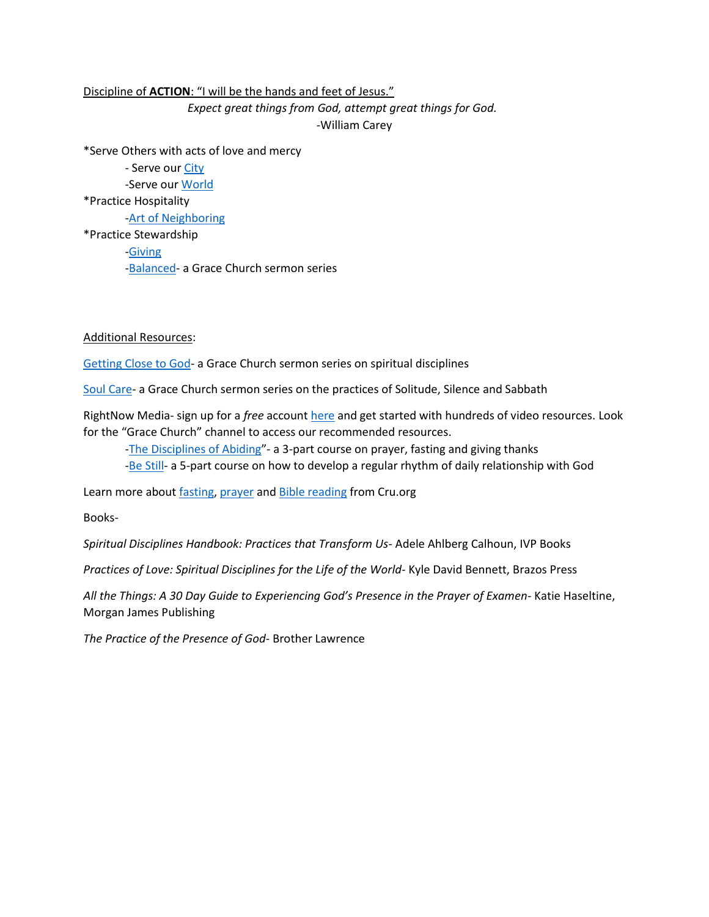Discipline of **ACTION**: "I will be the hands and feet of Jesus."

*Expect great things from God, attempt great things for God.*

-William Carey

*Serve Others with acts of love and mercy
- Serve our City
- Serve our World

*Practice Hospitality
- Art of Neighboring

*Practice Stewardship
- Giving
- Balanced- a Grace Church sermon series

Additional Resources:

Getting Close to God- a Grace Church sermon series on spiritual disciplines

Soul Care- a Grace Church sermon series on the practices of Solitude, Silence and Sabbath

RightNow Media- sign up for a *free* account here and get started with hundreds of video resources. Look for the "Grace Church" channel to access our recommended resources.

- The Disciplines of Abiding"- a 3-part course on prayer, fasting and giving thanks
- Be Still- a 5-part course on how to develop a regular rhythm of daily relationship with God

Learn more about fasting, prayer and Bible reading from Cru.org

Books-

*Spiritual Disciplines Handbook: Practices that Transform Us*- Adele Ahlberg Calhoun, IVP Books

*Practices of Love: Spiritual Disciplines for the Life of the World*- Kyle David Bennett, Brazos Press

*All the Things: A 30 Day Guide to Experiencing God's Presence in the Prayer of Examen*- Katie Haseltine, Morgan James Publishing

*The Practice of the Presence of God*- Brother Lawrence